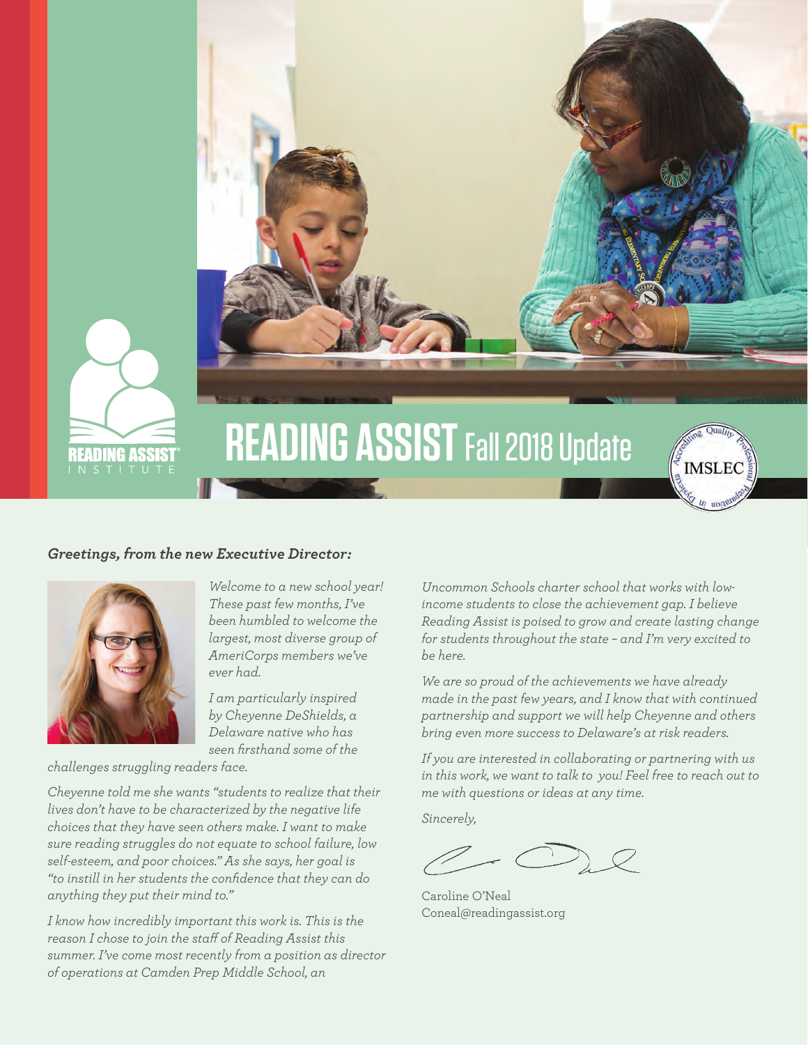# READING ASSIST Fall 2018 Update

READING ASSIST INSTITUTE

### *Greetings, from the new Executive Director:*

*Welcome to a new school year! These past few months, I've been humbled to welcome the largest, most diverse group of AmeriCorps members we've ever had.*

*I am particularly inspired by Cheyenne DeShields, a Delaware native who has seen firsthand some of the challenges struggling readers face.*

*Cheyenne told me she wants "students to realize that their lives don't have to be characterized by the negative life choices that they have seen others make. I want to make sure reading struggles do not equate to school failure, low self-esteem, and poor choices." As she says, her goal is "to instill in her students the confidence that they can do anything they put their mind to."*

*I know how incredibly important this work is. This is the reason I chose to join the staff of Reading Assist this summer. I've come most recently from a position as director of operations at Camden Prep Middle School, an Uncommon Schools charter school that works with low-income students to close the achievement gap. I believe Reading Assist is poised to grow and create lasting change for students throughout the state – and I'm very excited to be here.*

*We are so proud of the achievements we have already made in the past few years, and I know that with continued partnership and support we will help Cheyenne and others bring even more success to Delaware's at risk readers.*

*If you are interested in collaborating or partnering with us in this work, we want to talk to you! Feel free to reach out to me with questions or ideas at any time.*

*Sincerely,*

Caroline O'Neal
Coneal@readingassist.org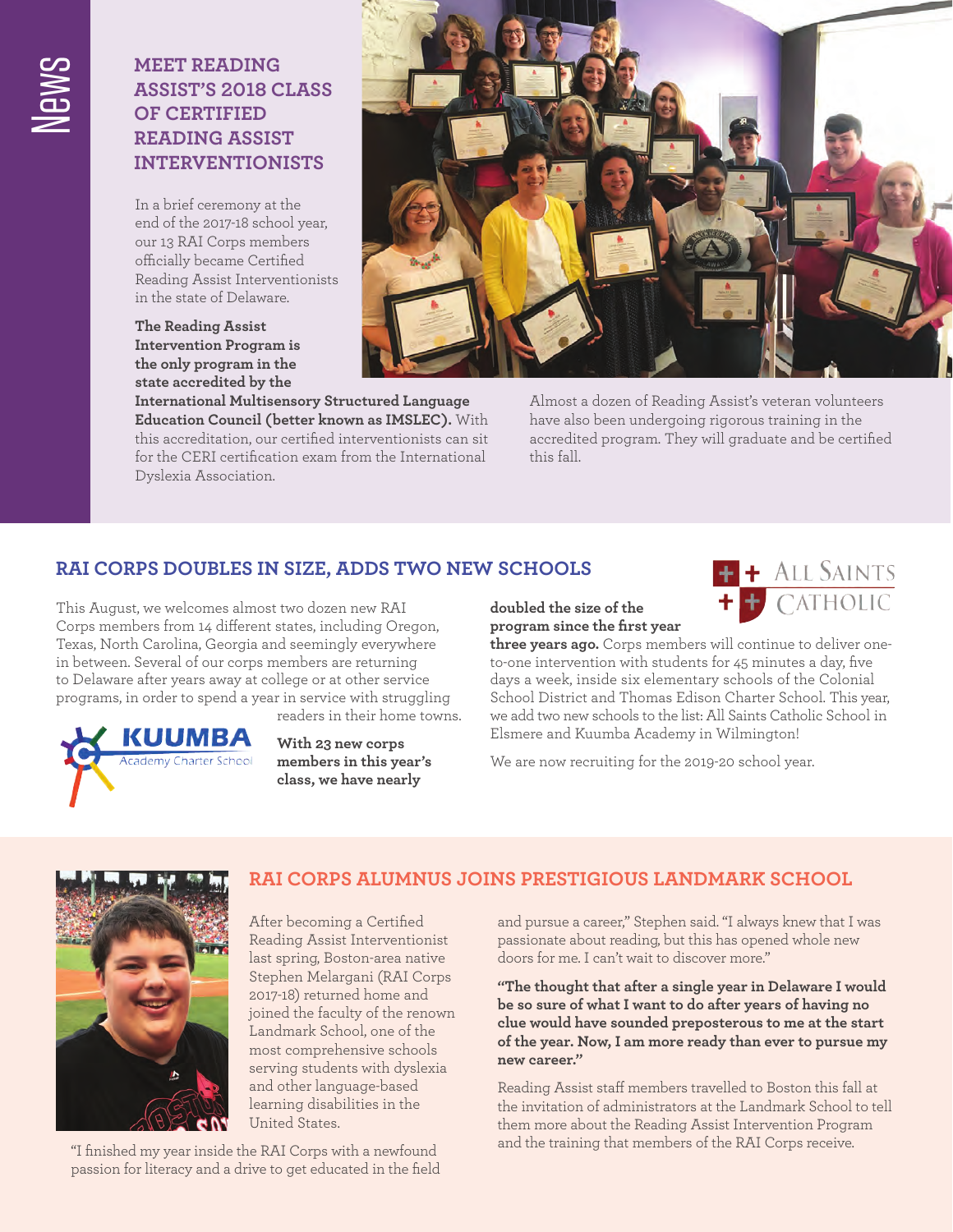## MEET READING ASSIST'S 2018 CLASS OF CERTIFIED READING ASSIST INTERVENTIONISTS

In a brief ceremony at the end of the 2017-18 school year, our 13 RAI Corps members officially became Certified Reading Assist Interventionists in the state of Delaware.

**The Reading Assist Intervention Program is the only program in the state accredited by the International Multisensory Structured Language Education Council (better known as IMSLEC).** With this accreditation, our certified interventionists can sit for the CERI certification exam from the International Dyslexia Association.

Almost a dozen of Reading Assist's veteran volunteers have also been undergoing rigorous training in the accredited program. They will graduate and be certified this fall.

## RAI CORPS DOUBLES IN SIZE, ADDS TWO NEW SCHOOLS

This August, we welcomes almost two dozen new RAI Corps members from 14 different states, including Oregon, Texas, North Carolina, Georgia and seemingly everywhere in between. Several of our corps members are returning to Delaware after years away at college or at other service programs, in order to spend a year in service with struggling readers in their home towns.

**With 23 new corps members in this year's class, we have nearly doubled the size of the program since the first year three years ago.** Corps members will continue to deliver one-to-one intervention with students for 45 minutes a day, five days a week, inside six elementary schools of the Colonial School District and Thomas Edison Charter School. This year, we add two new schools to the list: All Saints Catholic School in Elsmere and Kuumba Academy in Wilmington!

We are now recruiting for the 2019-20 school year.

## RAI CORPS ALUMNUS JOINS PRESTIGIOUS LANDMARK SCHOOL

After becoming a Certified Reading Assist Interventionist last spring, Boston-area native Stephen Melargani (RAI Corps 2017-18) returned home and joined the faculty of the renown Landmark School, one of the most comprehensive schools serving students with dyslexia and other language-based learning disabilities in the United States.

"I finished my year inside the RAI Corps with a newfound passion for literacy and a drive to get educated in the field and pursue a career," Stephen said. "I always knew that I was passionate about reading, but this has opened whole new doors for me. I can't wait to discover more."

**"The thought that after a single year in Delaware I would be so sure of what I want to do after years of having no clue would have sounded preposterous to me at the start of the year. Now, I am more ready than ever to pursue my new career."**

Reading Assist staff members travelled to Boston this fall at the invitation of administrators at the Landmark School to tell them more about the Reading Assist Intervention Program and the training that members of the RAI Corps receive.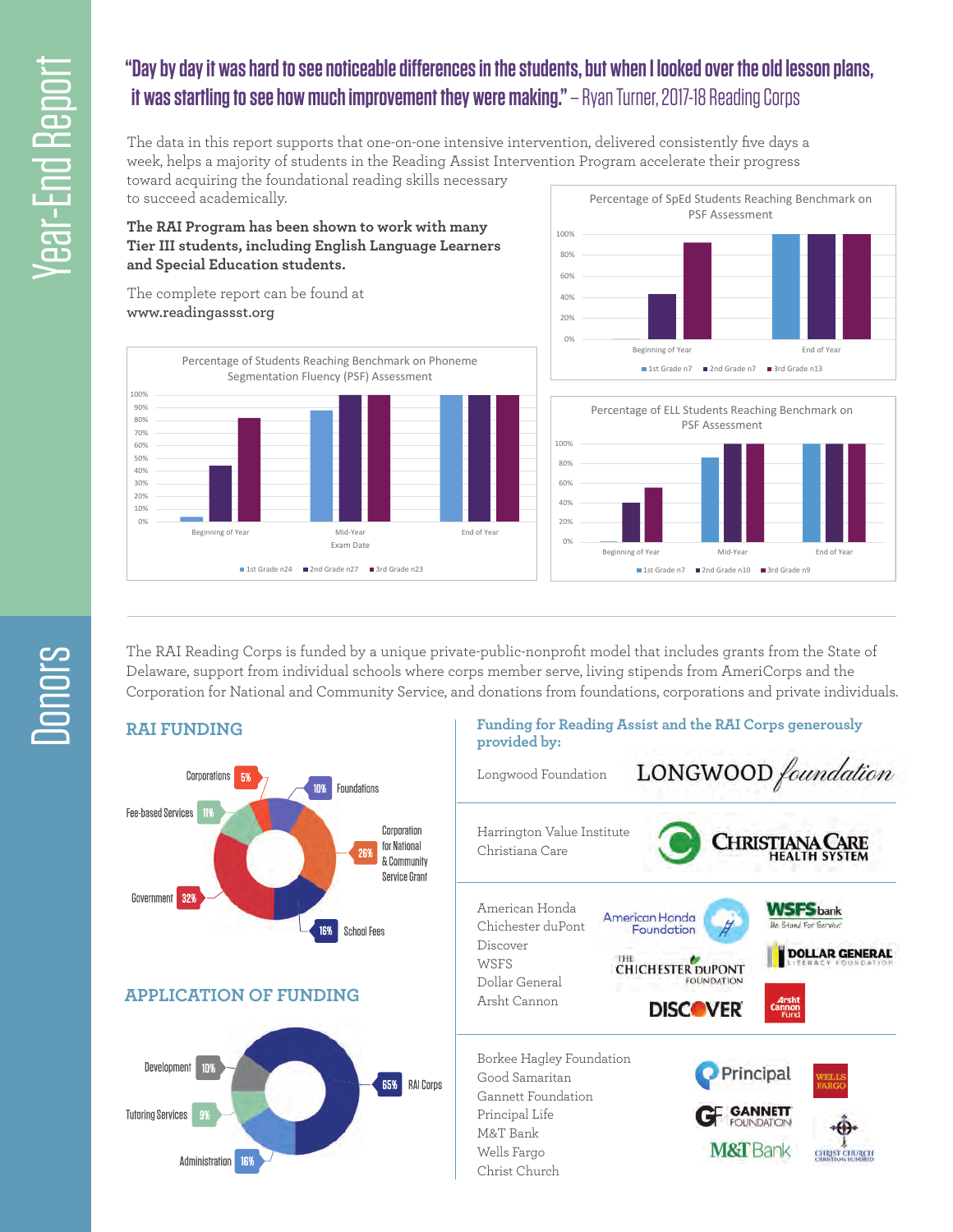Year-End Report

**"Day by day it was hard to see noticeable differences in the students, but when I looked over the old lesson plans, it was startling to see how much improvement they were making."** – Ryan Turner, 2017-18 Reading Corps

The data in this report supports that one-on-one intensive intervention, delivered consistently five days a week, helps a majority of students in the Reading Assist Intervention Program accelerate their progress toward acquiring the foundational reading skills necessary to succeed academically.

**The RAI Program has been shown to work with many Tier III students, including English Language Learners and Special Education students.**

The complete report can be found at **www.readingassst.org**

Percentage of Students Reaching Benchmark on Phoneme Segmentation Fluency (PSF) Assessment

100%
90%
80%
70%
60%
50%
40%
30%
20%
10%
0%

Beginning of Year
Mid-Year
End of Year

Exam Date

1st Grade n24
2nd Grade n27
3rd Grade n23

Percentage of SpEd Students Reaching Benchmark on PSF Assessment

100%
80%
60%
40%
20%
0%

Beginning of Year
End of Year

1st Grade n7
2nd Grade n7
3rd Grade n13

Percentage of ELL Students Reaching Benchmark on PSF Assessment

100%
80%
60%
40%
20%
0%

Beginning of Year
Mid-Year
End of Year

1st Grade n7
2nd Grade n10
3rd Grade n9

# Donors

The RAI Reading Corps is funded by a unique private-public-nonprofit model that includes grants from the State of Delaware, support from individual schools where corps member serve, living stipends from AmeriCorps and the Corporation for National and Community Service, and donations from foundations, corporations and private individuals.

## RAI FUNDING

Corporations 5%
Foundations 10%
Fee-based Services 11%
Corporation for National & Community Service Grant 26%
Government 32%
School Fees 16%

## APPLICATION OF FUNDING

Development 10%
Tutoring Services 9%
Administration 16%
RAI Corps 65%

## Funding for Reading Assist and the RAI Corps generously provided by:

Longwood Foundation

Harrington Value Institute
Christiana Care

American Honda
Chichester duPont
Discover
WSFS
Dollar General
Arsht Cannon

Borkee Hagley Foundation
Good Samaritan
Gannett Foundation
Principal Life
M&T Bank
Wells Fargo
Christ Church